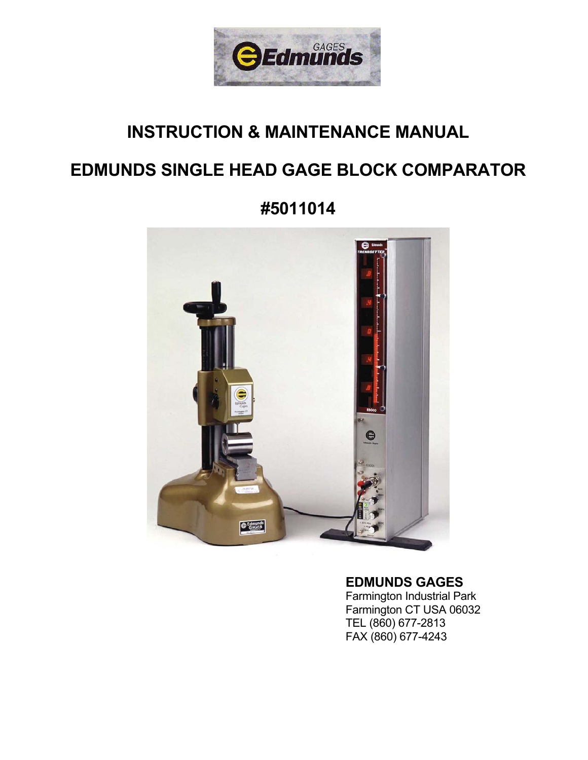# INSTRUCTION & MAINTENANCE MANUAL

# EDMUNDS SINGLE HEAD GAGE BLOCK COMPARATOR

# #5011014

**EDMUNDS GAGES**
Farmington Industrial Park
Farmington CT USA 06032
TEL (860) 677-2813
FAX (860) 677-4243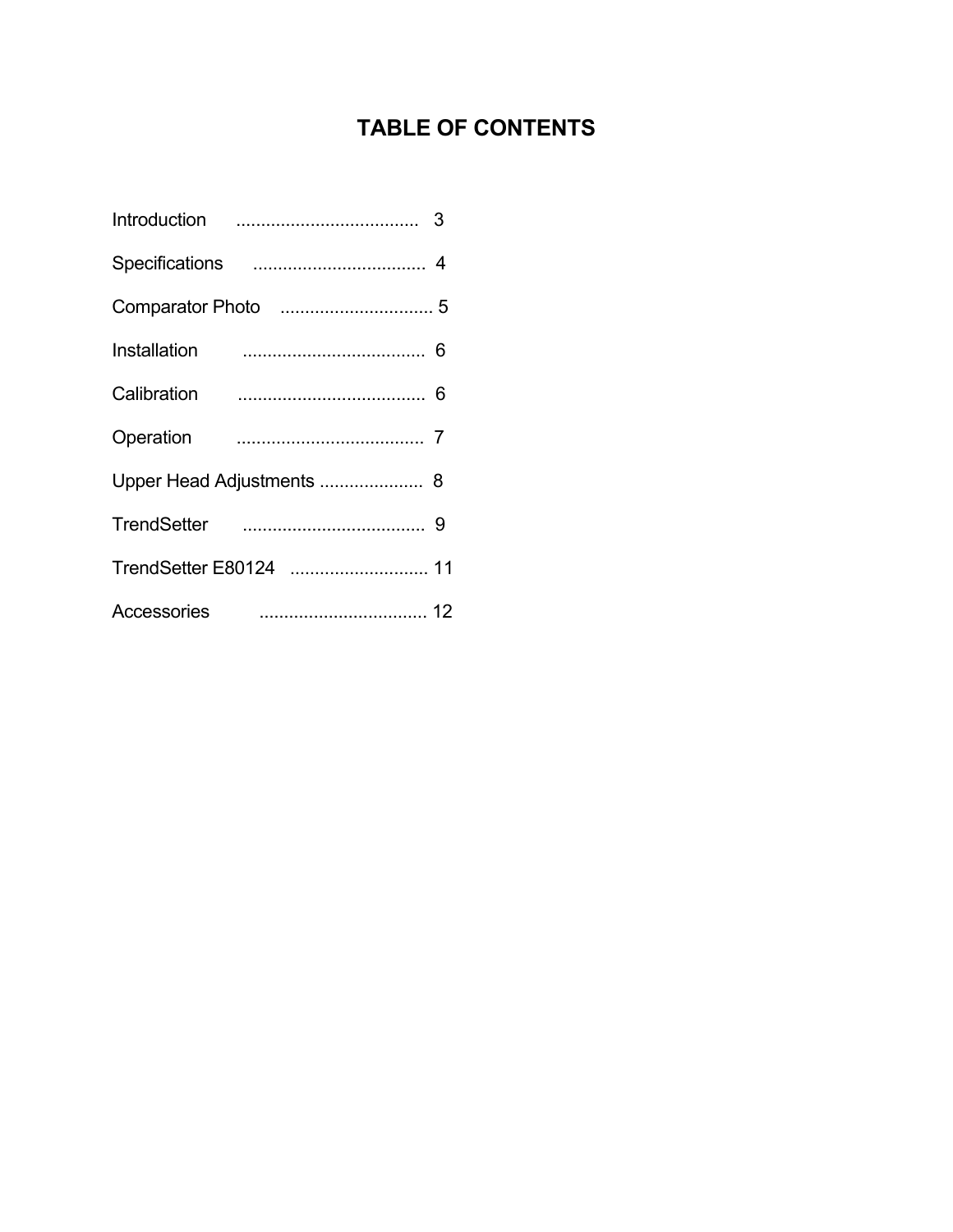# TABLE OF CONTENTS

Introduction .................................... 3

Specifications .................................. 4

Comparator Photo .............................. 5

Installation .................................... 6

Calibration ..................................... 6

Operation ....................................... 7

Upper Head Adjustments .................... 8

TrendSetter .................................... 9

TrendSetter E80124 ........................... 11

Accessories .................................. 12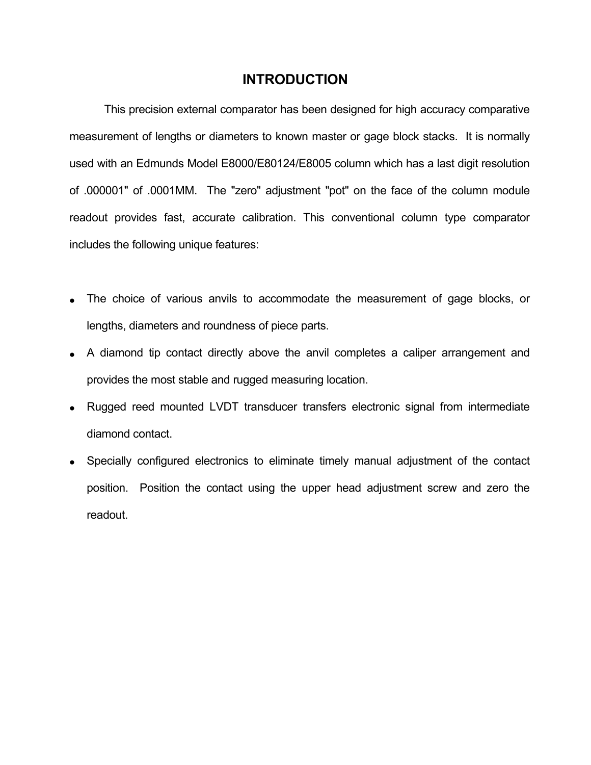# INTRODUCTION

This precision external comparator has been designed for high accuracy comparative measurement of lengths or diameters to known master or gage block stacks. It is normally used with an Edmunds Model E8000/E80124/E8005 column which has a last digit resolution of .000001" of .0001MM. The "zero" adjustment "pot" on the face of the column module readout provides fast, accurate calibration. This conventional column type comparator includes the following unique features:

- The choice of various anvils to accommodate the measurement of gage blocks, or lengths, diameters and roundness of piece parts.
- A diamond tip contact directly above the anvil completes a caliper arrangement and provides the most stable and rugged measuring location.
- Rugged reed mounted LVDT transducer transfers electronic signal from intermediate diamond contact.
- Specially configured electronics to eliminate timely manual adjustment of the contact position. Position the contact using the upper head adjustment screw and zero the readout.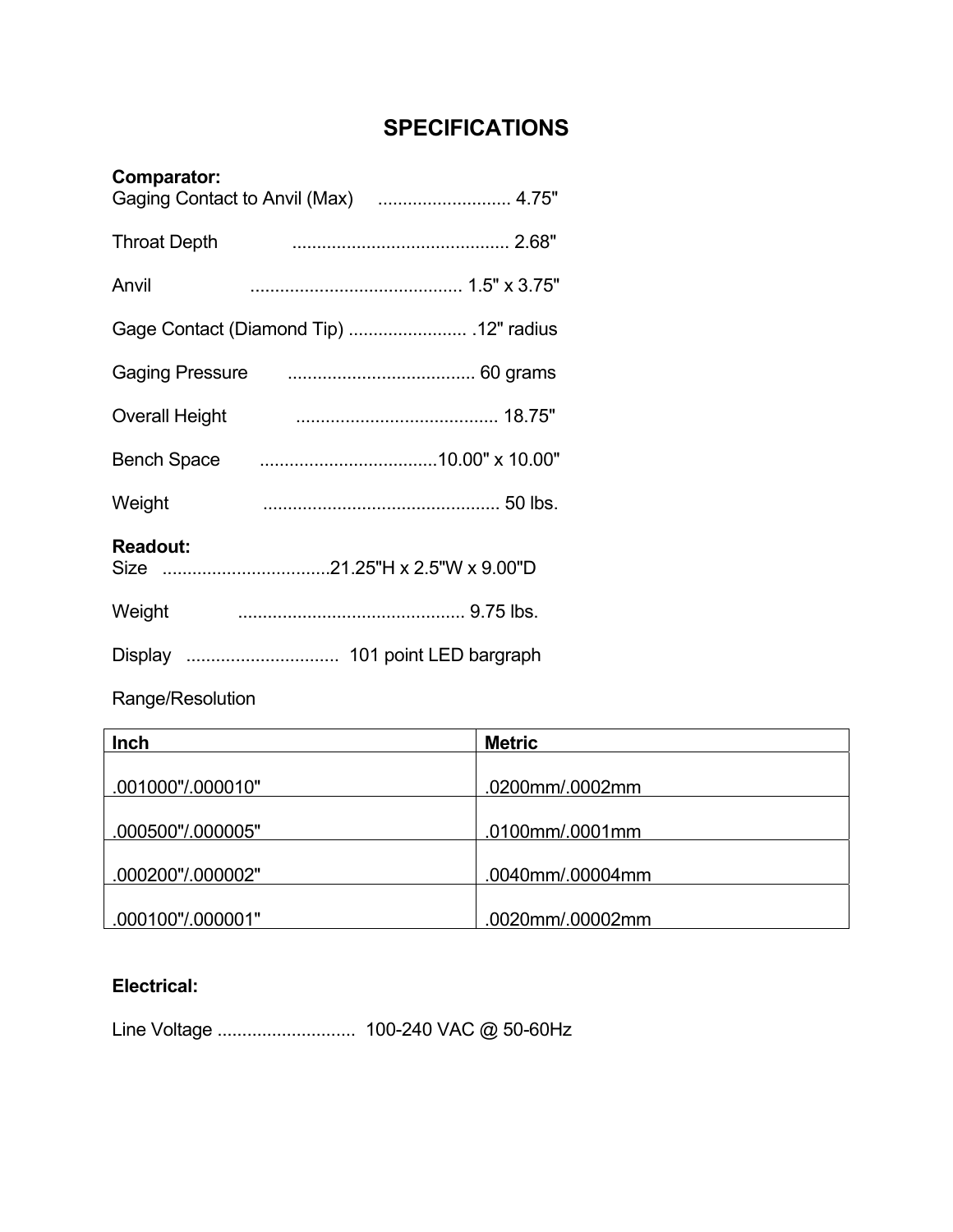# SPECIFICATIONS

**Comparator:**

Gaging Contact to Anvil (Max) ........................... 4.75"

Throat Depth ............................................ 2.68"

Anvil ........................................... 1.5" x 3.75"

Gage Contact (Diamond Tip) ........................ .12" radius

Gaging Pressure ...................................... 60 grams

Overall Height ......................................... 18.75"

Bench Space ....................................10.00" x 10.00"

Weight ................................................ 50 lbs.

**Readout:**

Size ..................................21.25"H x 2.5"W x 9.00"D

Weight .............................................. 9.75 lbs.

Display ............................... 101 point LED bargraph

Range/Resolution

| Inch | Metric |
|---|---|
| .001000"/.000010" | .0200mm/.0002mm |
| .000500"/.000005" | .0100mm/.0001mm |
| .000200"/.000002" | .0040mm/.00004mm |
| .000100"/.000001" | .0020mm/.00002mm |

**Electrical:**

Line Voltage ............................ 100-240 VAC @ 50-60Hz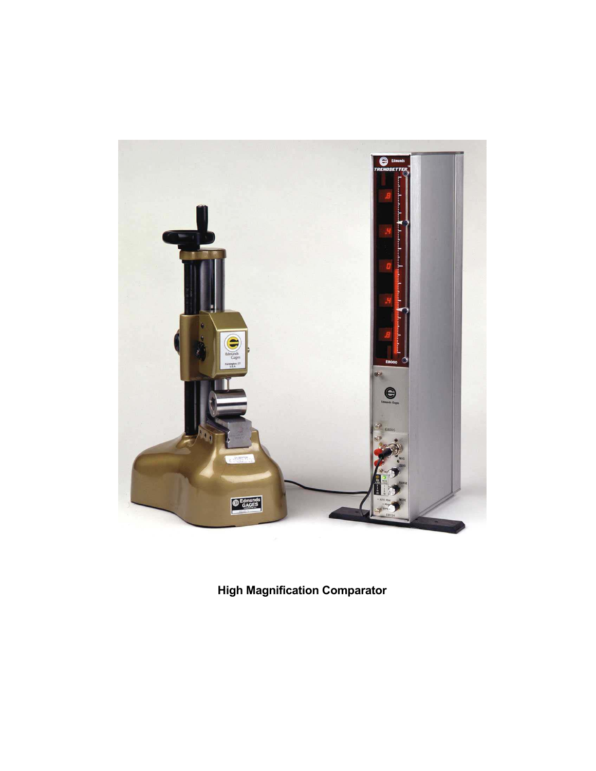**High Magnification Comparator**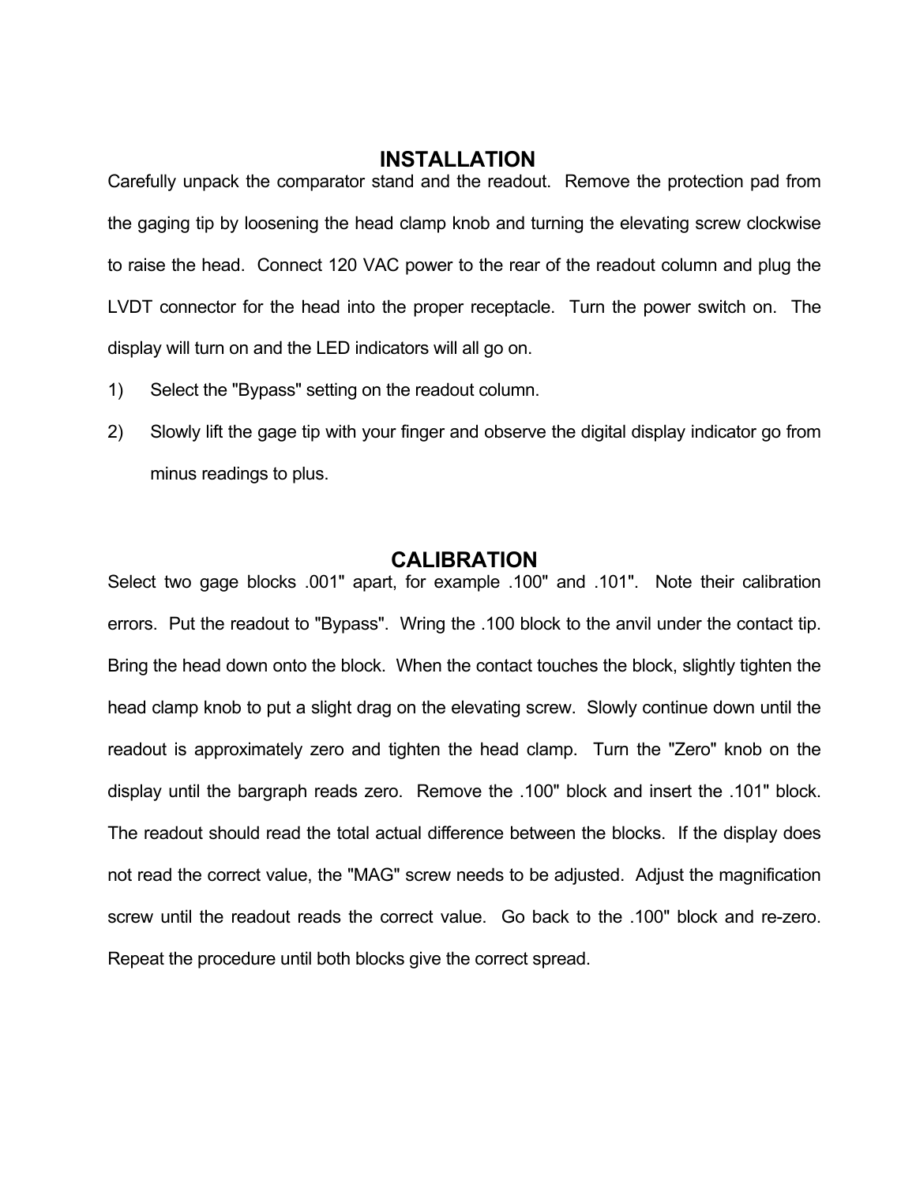## INSTALLATION

Carefully unpack the comparator stand and the readout. Remove the protection pad from the gaging tip by loosening the head clamp knob and turning the elevating screw clockwise to raise the head. Connect 120 VAC power to the rear of the readout column and plug the LVDT connector for the head into the proper receptacle. Turn the power switch on. The display will turn on and the LED indicators will all go on.

1) Select the "Bypass" setting on the readout column.
2) Slowly lift the gage tip with your finger and observe the digital display indicator go from minus readings to plus.

## CALIBRATION

Select two gage blocks .001" apart, for example .100" and .101". Note their calibration errors. Put the readout to "Bypass". Wring the .100 block to the anvil under the contact tip. Bring the head down onto the block. When the contact touches the block, slightly tighten the head clamp knob to put a slight drag on the elevating screw. Slowly continue down until the readout is approximately zero and tighten the head clamp. Turn the "Zero" knob on the display until the bargraph reads zero. Remove the .100" block and insert the .101" block. The readout should read the total actual difference between the blocks. If the display does not read the correct value, the "MAG" screw needs to be adjusted. Adjust the magnification screw until the readout reads the correct value. Go back to the .100" block and re-zero. Repeat the procedure until both blocks give the correct spread.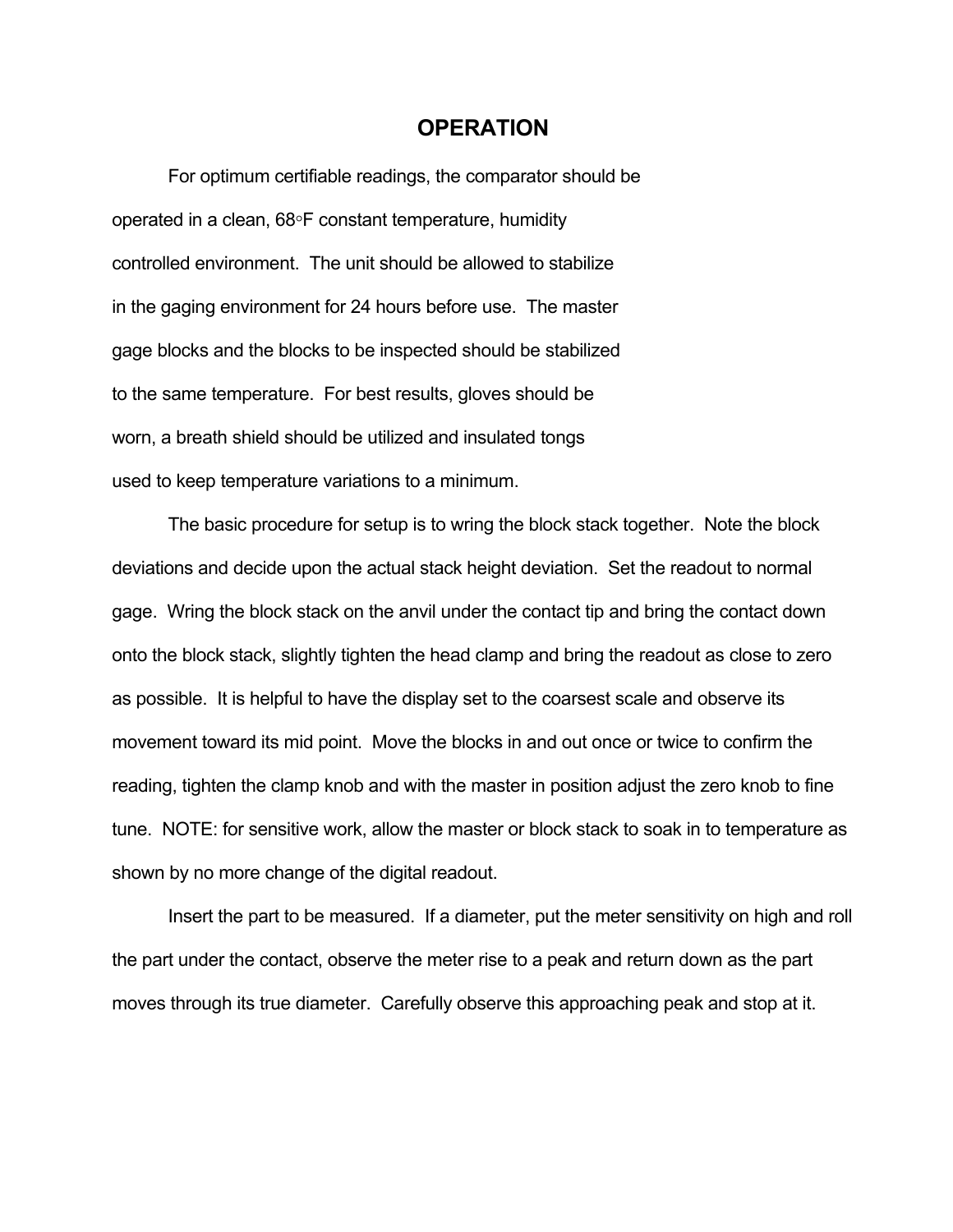# OPERATION

For optimum certifiable readings, the comparator should be operated in a clean, 68◦F constant temperature, humidity controlled environment. The unit should be allowed to stabilize in the gaging environment for 24 hours before use. The master gage blocks and the blocks to be inspected should be stabilized to the same temperature. For best results, gloves should be worn, a breath shield should be utilized and insulated tongs used to keep temperature variations to a minimum.

The basic procedure for setup is to wring the block stack together. Note the block deviations and decide upon the actual stack height deviation. Set the readout to normal gage. Wring the block stack on the anvil under the contact tip and bring the contact down onto the block stack, slightly tighten the head clamp and bring the readout as close to zero as possible. It is helpful to have the display set to the coarsest scale and observe its movement toward its mid point. Move the blocks in and out once or twice to confirm the reading, tighten the clamp knob and with the master in position adjust the zero knob to fine tune. NOTE: for sensitive work, allow the master or block stack to soak in to temperature as shown by no more change of the digital readout.

Insert the part to be measured. If a diameter, put the meter sensitivity on high and roll the part under the contact, observe the meter rise to a peak and return down as the part moves through its true diameter. Carefully observe this approaching peak and stop at it.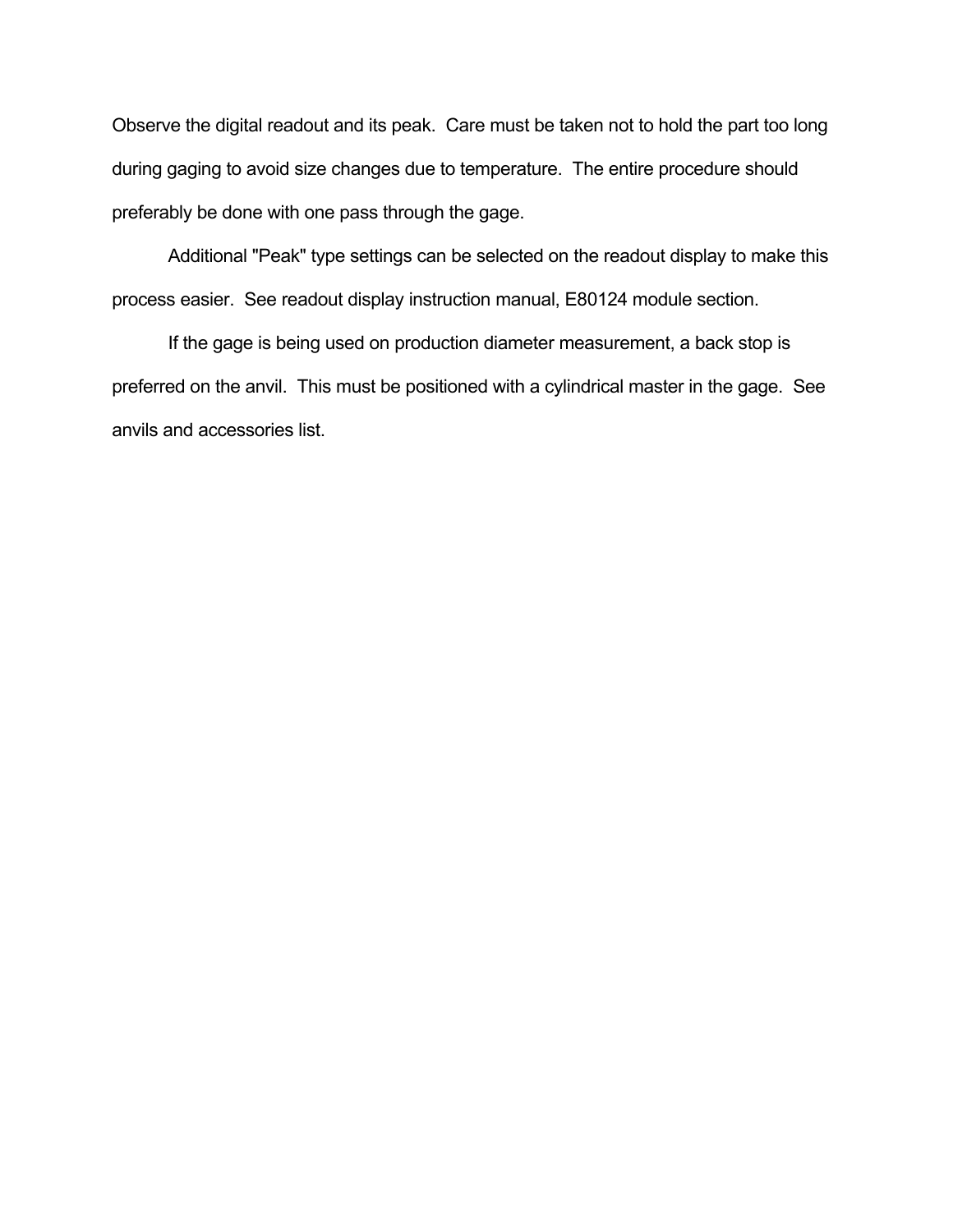Observe the digital readout and its peak.  Care must be taken not to hold the part too long during gaging to avoid size changes due to temperature.  The entire procedure should preferably be done with one pass through the gage.

Additional "Peak" type settings can be selected on the readout display to make this process easier.  See readout display instruction manual, E80124 module section.

If the gage is being used on production diameter measurement, a back stop is preferred on the anvil.  This must be positioned with a cylindrical master in the gage.  See anvils and accessories list.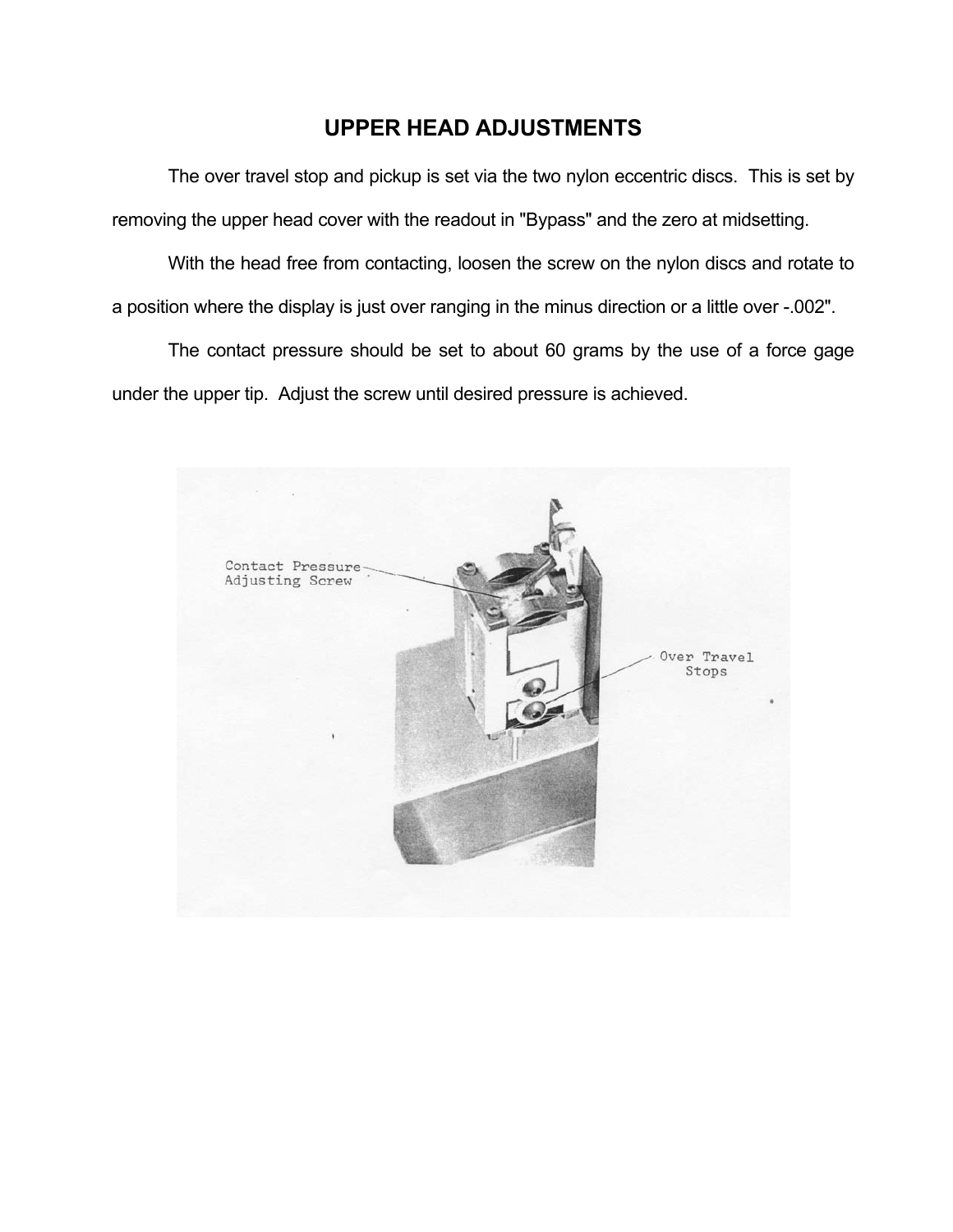## UPPER HEAD ADJUSTMENTS

The over travel stop and pickup is set via the two nylon eccentric discs. This is set by removing the upper head cover with the readout in "Bypass" and the zero at midsetting.

With the head free from contacting, loosen the screw on the nylon discs and rotate to a position where the display is just over ranging in the minus direction or a little over -.002".

The contact pressure should be set to about 60 grams by the use of a force gage under the upper tip. Adjust the screw until desired pressure is achieved.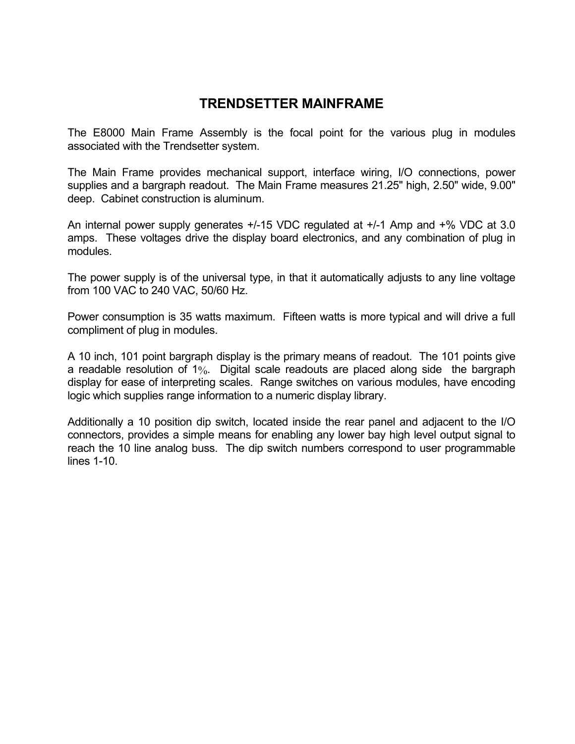# TRENDSETTER MAINFRAME

The E8000 Main Frame Assembly is the focal point for the various plug in modules associated with the Trendsetter system.

The Main Frame provides mechanical support, interface wiring, I/O connections, power supplies and a bargraph readout. The Main Frame measures 21.25" high, 2.50" wide, 9.00" deep. Cabinet construction is aluminum.

An internal power supply generates +/-15 VDC regulated at +/-1 Amp and +% VDC at 3.0 amps. These voltages drive the display board electronics, and any combination of plug in modules.

The power supply is of the universal type, in that it automatically adjusts to any line voltage from 100 VAC to 240 VAC, 50/60 Hz.

Power consumption is 35 watts maximum. Fifteen watts is more typical and will drive a full compliment of plug in modules.

A 10 inch, 101 point bargraph display is the primary means of readout. The 101 points give a readable resolution of 1%. Digital scale readouts are placed along side the bargraph display for ease of interpreting scales. Range switches on various modules, have encoding logic which supplies range information to a numeric display library.

Additionally a 10 position dip switch, located inside the rear panel and adjacent to the I/O connectors, provides a simple means for enabling any lower bay high level output signal to reach the 10 line analog buss. The dip switch numbers correspond to user programmable lines 1-10.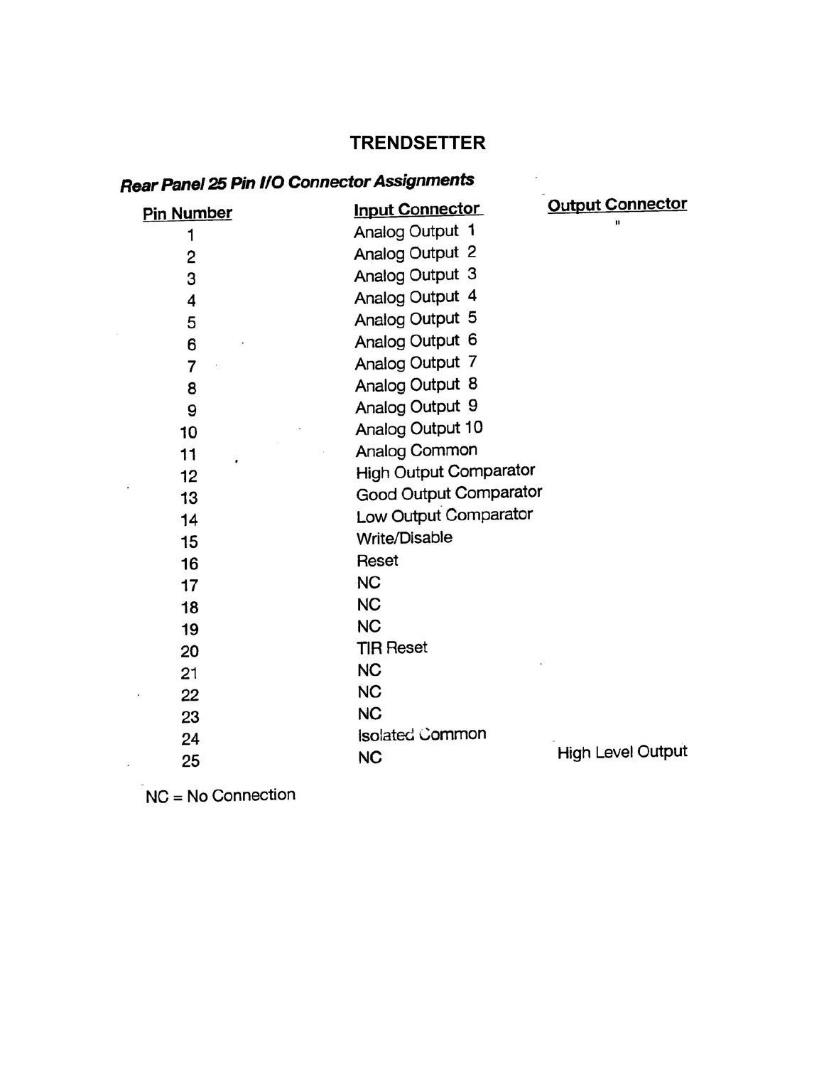# TRENDSETTER

***Rear Panel 25 Pin I/O Connector Assignments***

| Pin Number | Input Connector | Output Connector |
|---|---|---|
| 1 | Analog Output 1 | " |
| 2 | Analog Output 2 | |
| 3 | Analog Output 3 | |
| 4 | Analog Output 4 | |
| 5 | Analog Output 5 | |
| 6 | Analog Output 6 | |
| 7 | Analog Output 7 | |
| 8 | Analog Output 8 | |
| 9 | Analog Output 9 | |
| 10 | Analog Output 10 | |
| 11 | Analog Common | |
| 12 | High Output Comparator | |
| 13 | Good Output Comparator | |
| 14 | Low Output Comparator | |
| 15 | Write/Disable | |
| 16 | Reset | |
| 17 | NC | |
| 18 | NC | |
| 19 | NC | |
| 20 | TIR Reset | |
| 21 | NC | |
| 22 | NC | |
| 23 | NC | |
| 24 | Isolated Common | |
| 25 | NC | High Level Output |

NC = No Connection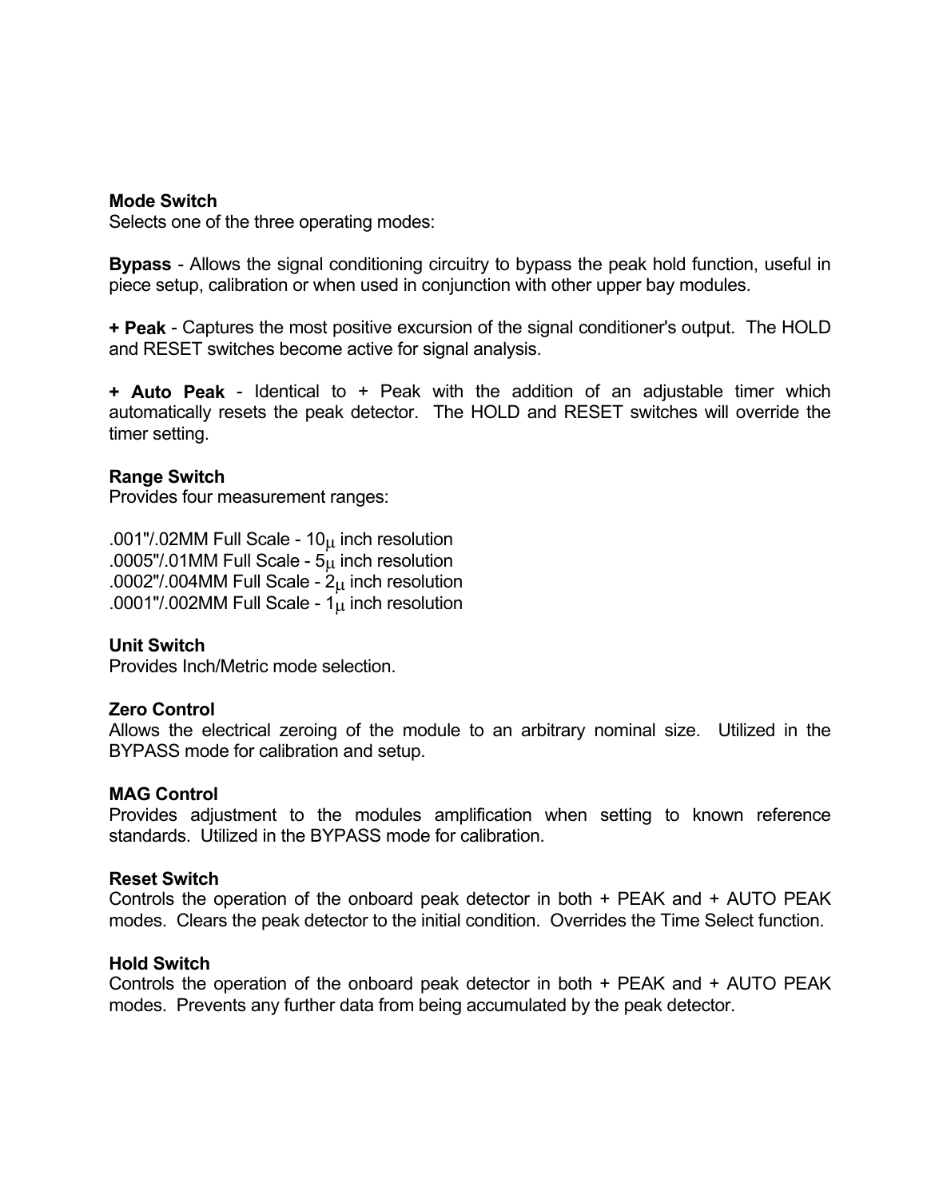**Mode Switch**
Selects one of the three operating modes:

**Bypass** - Allows the signal conditioning circuitry to bypass the peak hold function, useful in piece setup, calibration or when used in conjunction with other upper bay modules.

**+ Peak** - Captures the most positive excursion of the signal conditioner's output. The HOLD and RESET switches become active for signal analysis.

**+ Auto Peak** - Identical to + Peak with the addition of an adjustable timer which automatically resets the peak detector. The HOLD and RESET switches will override the timer setting.

**Range Switch**
Provides four measurement ranges:

.001"/.02MM Full Scale - 10μ inch resolution
.0005"/.01MM Full Scale - 5μ inch resolution
.0002"/.004MM Full Scale - 2μ inch resolution
.0001"/.002MM Full Scale - 1μ inch resolution

**Unit Switch**
Provides Inch/Metric mode selection.

**Zero Control**
Allows the electrical zeroing of the module to an arbitrary nominal size. Utilized in the BYPASS mode for calibration and setup.

**MAG Control**
Provides adjustment to the modules amplification when setting to known reference standards. Utilized in the BYPASS mode for calibration.

**Reset Switch**
Controls the operation of the onboard peak detector in both + PEAK and + AUTO PEAK modes. Clears the peak detector to the initial condition. Overrides the Time Select function.

**Hold Switch**
Controls the operation of the onboard peak detector in both + PEAK and + AUTO PEAK modes. Prevents any further data from being accumulated by the peak detector.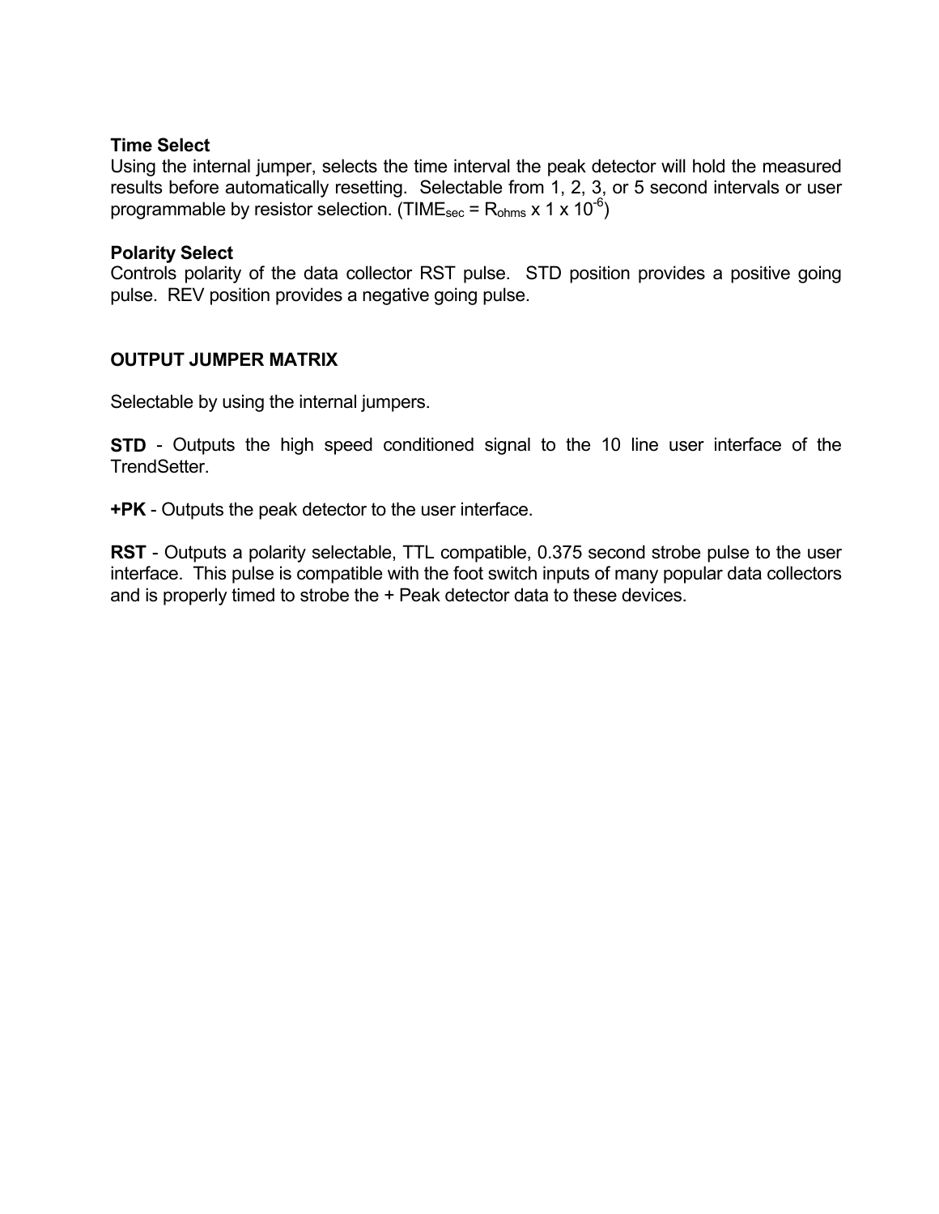**Time Select**
Using the internal jumper, selects the time interval the peak detector will hold the measured results before automatically resetting. Selectable from 1, 2, 3, or 5 second intervals or user programmable by resistor selection. ($TIME_{sec} = R_{ohms} \times 1 \times 10^{-6}$)

**Polarity Select**
Controls polarity of the data collector RST pulse. STD position provides a positive going pulse. REV position provides a negative going pulse.

**OUTPUT JUMPER MATRIX**

Selectable by using the internal jumpers.

**STD** - Outputs the high speed conditioned signal to the 10 line user interface of the TrendSetter.

**+PK** - Outputs the peak detector to the user interface.

**RST** - Outputs a polarity selectable, TTL compatible, 0.375 second strobe pulse to the user interface. This pulse is compatible with the foot switch inputs of many popular data collectors and is properly timed to strobe the + Peak detector data to these devices.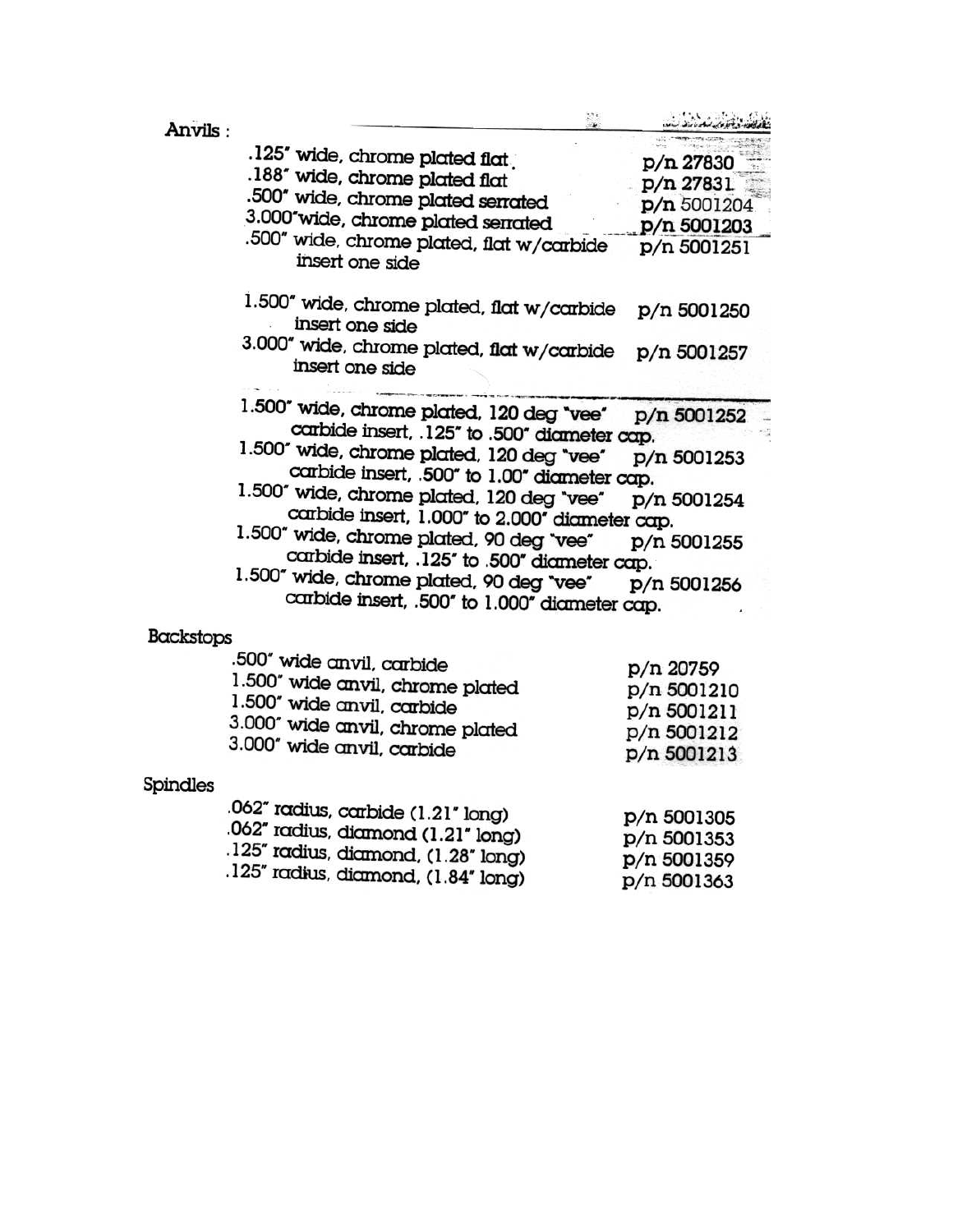Anvils :

| | |
|---|---|
| .125" wide, chrome plated flat. | p/n 27830 |
| .188" wide, chrome plated flat | p/n 27831 |
| .500" wide, chrome plated serrated | p/n 5001204 |
| 3.000"wide, chrome plated serrated | p/n 5001203 |
| .500" wide, chrome plated, flat w/carbide insert one side | p/n 5001251 |
| 1.500" wide, chrome plated, flat w/carbide insert one side | p/n 5001250 |
| 3.000" wide, chrome plated, flat w/carbide insert one side | p/n 5001257 |
| 1.500" wide, chrome plated, 120 deg "vee" carbide insert, .125" to .500" diameter cap. | p/n 5001252 |
| 1.500" wide, chrome plated, 120 deg "vee" carbide insert, .500" to 1.00" diameter cap. | p/n 5001253 |
| 1.500" wide, chrome plated, 120 deg "vee" carbide insert, 1.000" to 2.000" diameter cap. | p/n 5001254 |
| 1.500" wide, chrome plated, 90 deg "vee" carbide insert, .125" to .500" diameter cap. | p/n 5001255 |
| 1.500" wide, chrome plated, 90 deg "vee" carbide insert, .500" to 1.000" diameter cap. | p/n 5001256 |

Backstops

| | |
|---|---|
| .500" wide anvil, carbide | p/n 20759 |
| 1.500" wide anvil, chrome plated | p/n 5001210 |
| 1.500" wide anvil, carbide | p/n 5001211 |
| 3.000" wide anvil, chrome plated | p/n 5001212 |
| 3.000" wide anvil, carbide | p/n 5001213 |

Spindles

| | |
|---|---|
| .062" radius, carbide (1.21" long) | p/n 5001305 |
| .062" radius, diamond (1.21" long) | p/n 5001353 |
| .125" radius, diamond, (1.28" long) | p/n 5001359 |
| .125" radius, diamond, (1.84" long) | p/n 5001363 |